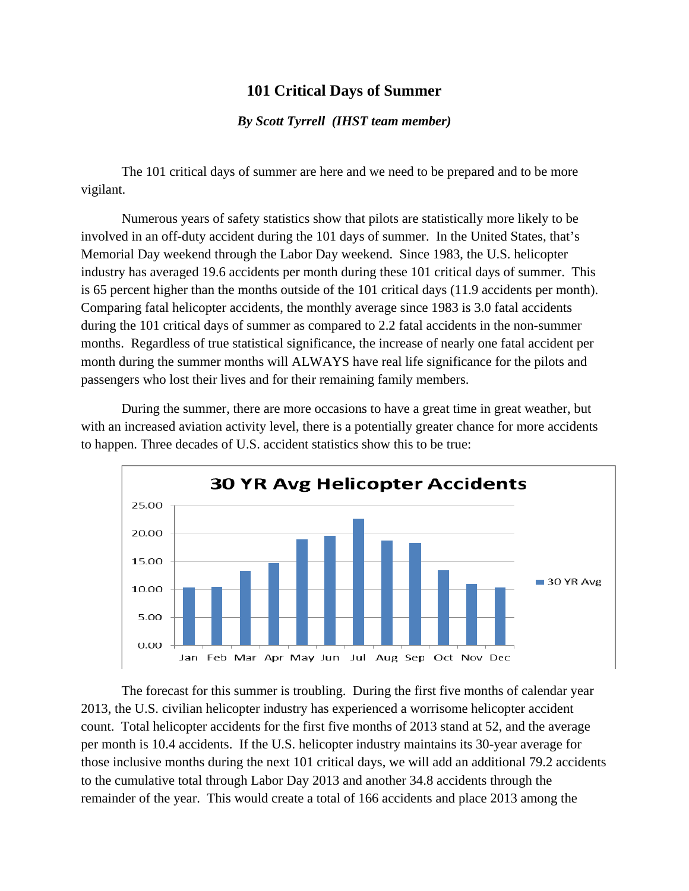# 101 Critical Days of Summer

***By Scott Tyrrell (IHST team member)***

The 101 critical days of summer are here and we need to be prepared and to be more vigilant.

Numerous years of safety statistics show that pilots are statistically more likely to be involved in an off-duty accident during the 101 days of summer. In the United States, that's Memorial Day weekend through the Labor Day weekend. Since 1983, the U.S. helicopter industry has averaged 19.6 accidents per month during these 101 critical days of summer. This is 65 percent higher than the months outside of the 101 critical days (11.9 accidents per month). Comparing fatal helicopter accidents, the monthly average since 1983 is 3.0 fatal accidents during the 101 critical days of summer as compared to 2.2 fatal accidents in the non-summer months. Regardless of true statistical significance, the increase of nearly one fatal accident per month during the summer months will ALWAYS have real life significance for the pilots and passengers who lost their lives and for their remaining family members.

During the summer, there are more occasions to have a great time in great weather, but with an increased aviation activity level, there is a potentially greater chance for more accidents to happen. Three decades of U.S. accident statistics show this to be true:

**30 YR Avg Helicopter Accidents**

| Month | 30 YR Avg |
|---|---|
| Jan | ~10.3 |
| Feb | ~10.4 |
| Mar | ~13.3 |
| Apr | ~14.7 |
| May | ~18.9 |
| Jun | ~19.5 |
| Jul | ~22.5 |
| Aug | ~18.7 |
| Sep | ~18.2 |
| Oct | ~13.4 |
| Nov | ~10.9 |
| Dec | ~10.3 |

The forecast for this summer is troubling. During the first five months of calendar year 2013, the U.S. civilian helicopter industry has experienced a worrisome helicopter accident count. Total helicopter accidents for the first five months of 2013 stand at 52, and the average per month is 10.4 accidents. If the U.S. helicopter industry maintains its 30-year average for those inclusive months during the next 101 critical days, we will add an additional 79.2 accidents to the cumulative total through Labor Day 2013 and another 34.8 accidents through the remainder of the year. This would create a total of 166 accidents and place 2013 among the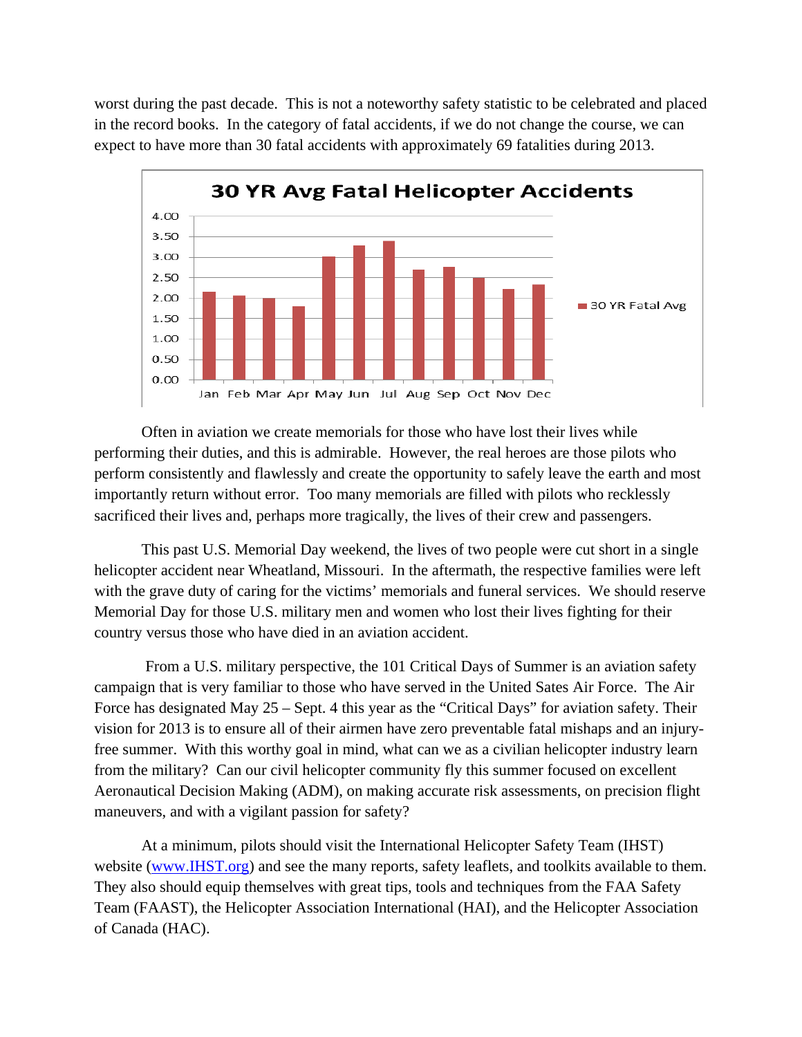worst during the past decade. This is not a noteworthy safety statistic to be celebrated and placed in the record books. In the category of fatal accidents, if we do not change the course, we can expect to have more than 30 fatal accidents with approximately 69 fatalities during 2013.

**30 YR Avg Fatal Helicopter Accidents**

Often in aviation we create memorials for those who have lost their lives while performing their duties, and this is admirable. However, the real heroes are those pilots who perform consistently and flawlessly and create the opportunity to safely leave the earth and most importantly return without error. Too many memorials are filled with pilots who recklessly sacrificed their lives and, perhaps more tragically, the lives of their crew and passengers.

This past U.S. Memorial Day weekend, the lives of two people were cut short in a single helicopter accident near Wheatland, Missouri. In the aftermath, the respective families were left with the grave duty of caring for the victims' memorials and funeral services. We should reserve Memorial Day for those U.S. military men and women who lost their lives fighting for their country versus those who have died in an aviation accident.

From a U.S. military perspective, the 101 Critical Days of Summer is an aviation safety campaign that is very familiar to those who have served in the United Sates Air Force. The Air Force has designated May 25 – Sept. 4 this year as the "Critical Days" for aviation safety. Their vision for 2013 is to ensure all of their airmen have zero preventable fatal mishaps and an injury-free summer. With this worthy goal in mind, what can we as a civilian helicopter industry learn from the military? Can our civil helicopter community fly this summer focused on excellent Aeronautical Decision Making (ADM), on making accurate risk assessments, on precision flight maneuvers, and with a vigilant passion for safety?

At a minimum, pilots should visit the International Helicopter Safety Team (IHST) website (www.IHST.org) and see the many reports, safety leaflets, and toolkits available to them. They also should equip themselves with great tips, tools and techniques from the FAA Safety Team (FAAST), the Helicopter Association International (HAI), and the Helicopter Association of Canada (HAC).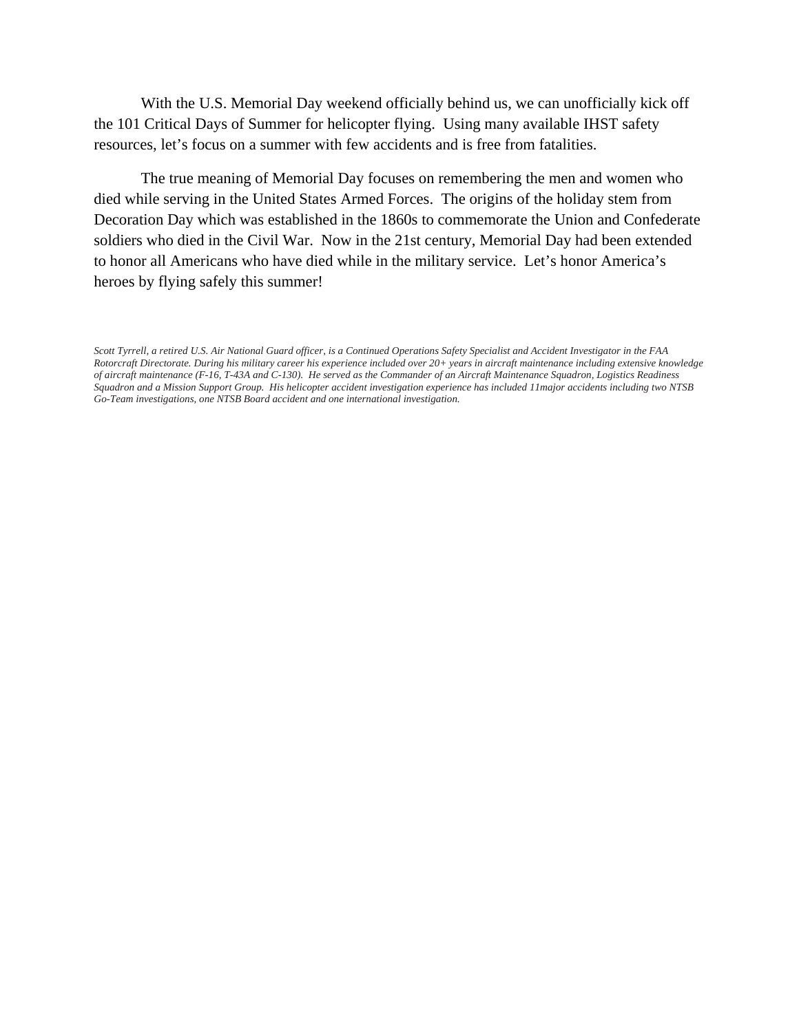With the U.S. Memorial Day weekend officially behind us, we can unofficially kick off the 101 Critical Days of Summer for helicopter flying. Using many available IHST safety resources, let's focus on a summer with few accidents and is free from fatalities.

The true meaning of Memorial Day focuses on remembering the men and women who died while serving in the United States Armed Forces. The origins of the holiday stem from Decoration Day which was established in the 1860s to commemorate the Union and Confederate soldiers who died in the Civil War. Now in the 21st century, Memorial Day had been extended to honor all Americans who have died while in the military service. Let's honor America's heroes by flying safely this summer!

*Scott Tyrrell, a retired U.S. Air National Guard officer, is a Continued Operations Safety Specialist and Accident Investigator in the FAA Rotorcraft Directorate. During his military career his experience included over 20+ years in aircraft maintenance including extensive knowledge of aircraft maintenance (F-16, T-43A and C-130). He served as the Commander of an Aircraft Maintenance Squadron, Logistics Readiness Squadron and a Mission Support Group. His helicopter accident investigation experience has included 11major accidents including two NTSB Go-Team investigations, one NTSB Board accident and one international investigation.*